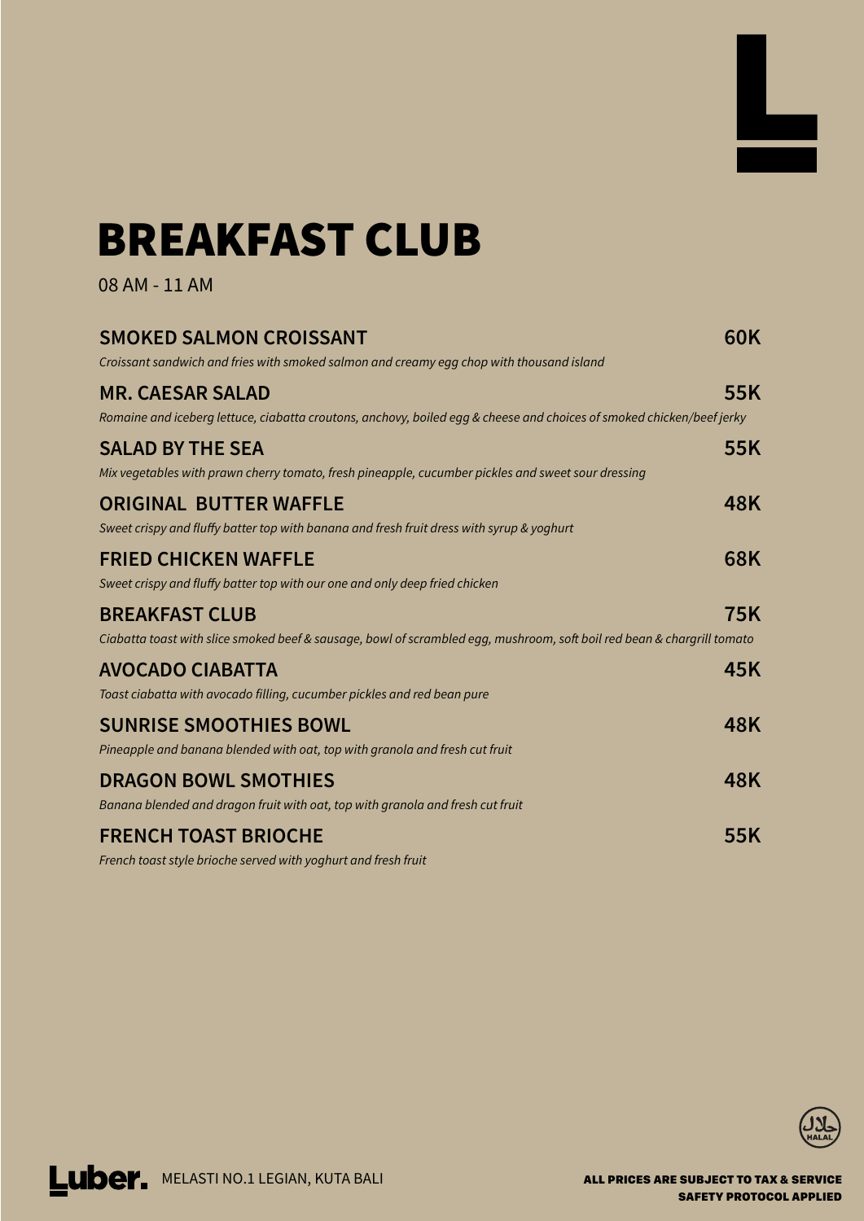# BREAKFAST CLUB

08 AM - 11 AM

**SMOKED SALMON CROISSANT** **60K**

*Croissant sandwich and fries with smoked salmon and creamy egg chop with thousand island*

**MR. CAESAR SALAD** **55K**

*Romaine and iceberg lettuce, ciabatta croutons, anchovy, boiled egg & cheese and choices of smoked chicken/beef jerky*

**SALAD BY THE SEA** **55K**

*Mix vegetables with prawn cherry tomato, fresh pineapple, cucumber pickles and sweet sour dressing*

**ORIGINAL BUTTER WAFFLE** **48K**

*Sweet crispy and fluffy batter top with banana and fresh fruit dress with syrup & yoghurt*

**FRIED CHICKEN WAFFLE** **68K**

*Sweet crispy and fluffy batter top with our one and only deep fried chicken*

**BREAKFAST CLUB** **75K**

*Ciabatta toast with slice smoked beef & sausage, bowl of scrambled egg, mushroom, soft boil red bean & chargrill tomato*

**AVOCADO CIABATTA** **45K**

*Toast ciabatta with avocado filling, cucumber pickles and red bean pure*

**SUNRISE SMOOTHIES BOWL** **48K**

*Pineapple and banana blended with oat, top with granola and fresh cut fruit*

**DRAGON BOWL SMOTHIES** **48K**

*Banana blended and dragon fruit with oat, top with granola and fresh cut fruit*

**FRENCH TOAST BRIOCHE** **55K**

*French toast style brioche served with yoghurt and fresh fruit*

HALAL

Luber. MELASTI NO.1 LEGIAN, KUTA BALI

**ALL PRICES ARE SUBJECT TO TAX & SERVICE**
**SAFETY PROTOCOL APPLIED**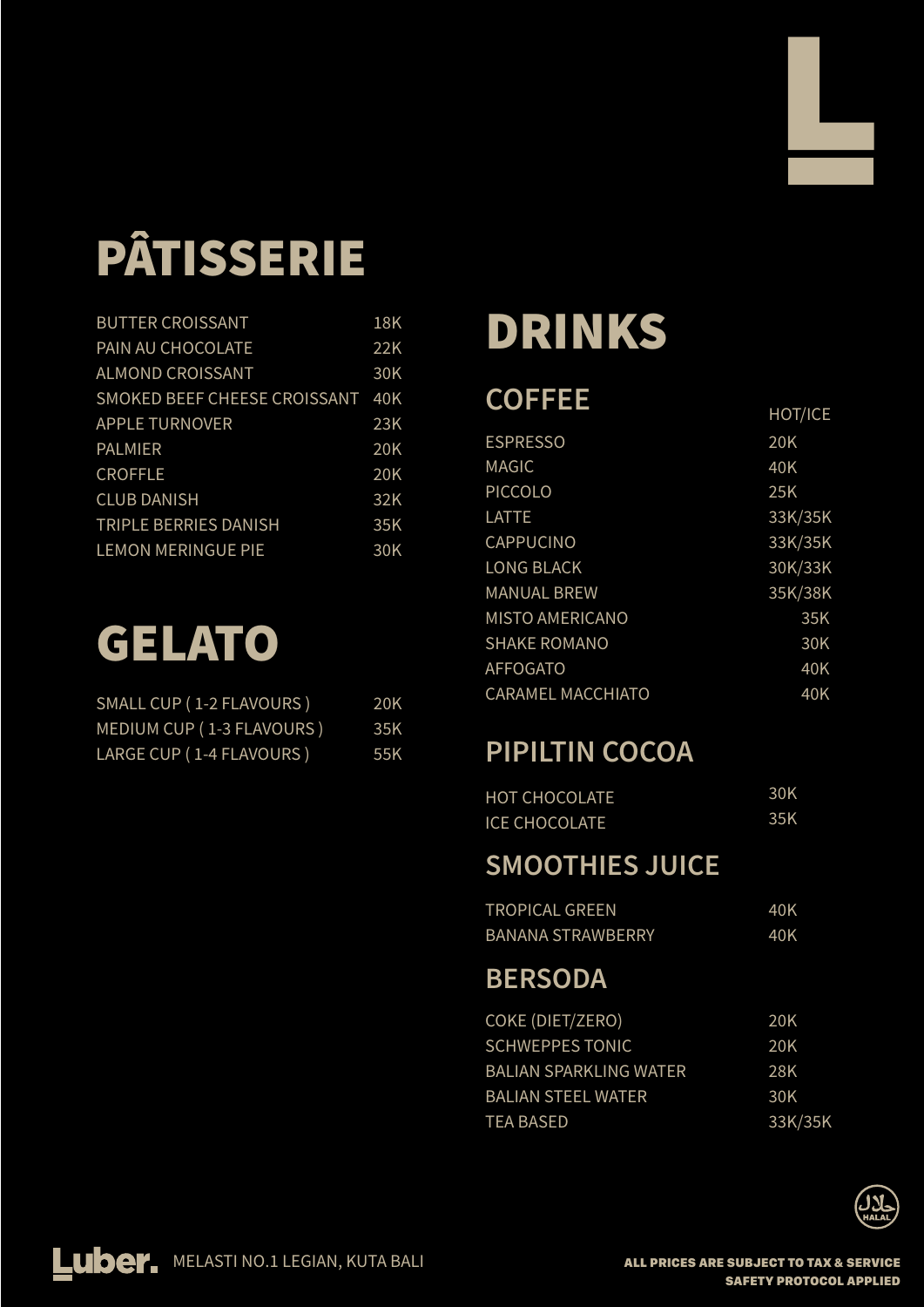# PÂTISSERIE

| | |
|---|---|
| BUTTER CROISSANT | 18K |
| PAIN AU CHOCOLATE | 22K |
| ALMOND CROISSANT | 30K |
| SMOKED BEEF CHEESE CROISSANT | 40K |
| APPLE TURNOVER | 23K |
| PALMIER | 20K |
| CROFFLE | 20K |
| CLUB DANISH | 32K |
| TRIPLE BERRIES DANISH | 35K |
| LEMON MERINGUE PIE | 30K |

# GELATO

| | |
|---|---|
| SMALL CUP ( 1-2 FLAVOURS ) | 20K |
| MEDIUM CUP ( 1-3 FLAVOURS ) | 35K |
| LARGE CUP ( 1-4 FLAVOURS ) | 55K |

# DRINKS

## COFFEE

| | HOT/ICE |
|---|---|
| ESPRESSO | 20K |
| MAGIC | 40K |
| PICCOLO | 25K |
| LATTE | 33K/35K |
| CAPPUCINO | 33K/35K |
| LONG BLACK | 30K/33K |
| MANUAL BREW | 35K/38K |
| MISTO AMERICANO | 35K |
| SHAKE ROMANO | 30K |
| AFFOGATO | 40K |
| CARAMEL MACCHIATO | 40K |

## PIPILTIN COCOA

| | |
|---|---|
| HOT CHOCOLATE | 30K |
| ICE CHOCOLATE | 35K |

## SMOOTHIES JUICE

| | |
|---|---|
| TROPICAL GREEN | 40K |
| BANANA STRAWBERRY | 40K |

## BERSODA

| | |
|---|---|
| COKE (DIET/ZERO) | 20K |
| SCHWEPPES TONIC | 20K |
| BALIAN SPARKLING WATER | 28K |
| BALIAN STEEL WATER | 30K |
| TEA BASED | 33K/35K |

HALAL

Luber. MELASTI NO.1 LEGIAN, KUTA BALI

**ALL PRICES ARE SUBJECT TO TAX & SERVICE**
**SAFETY PROTOCOL APPLIED**